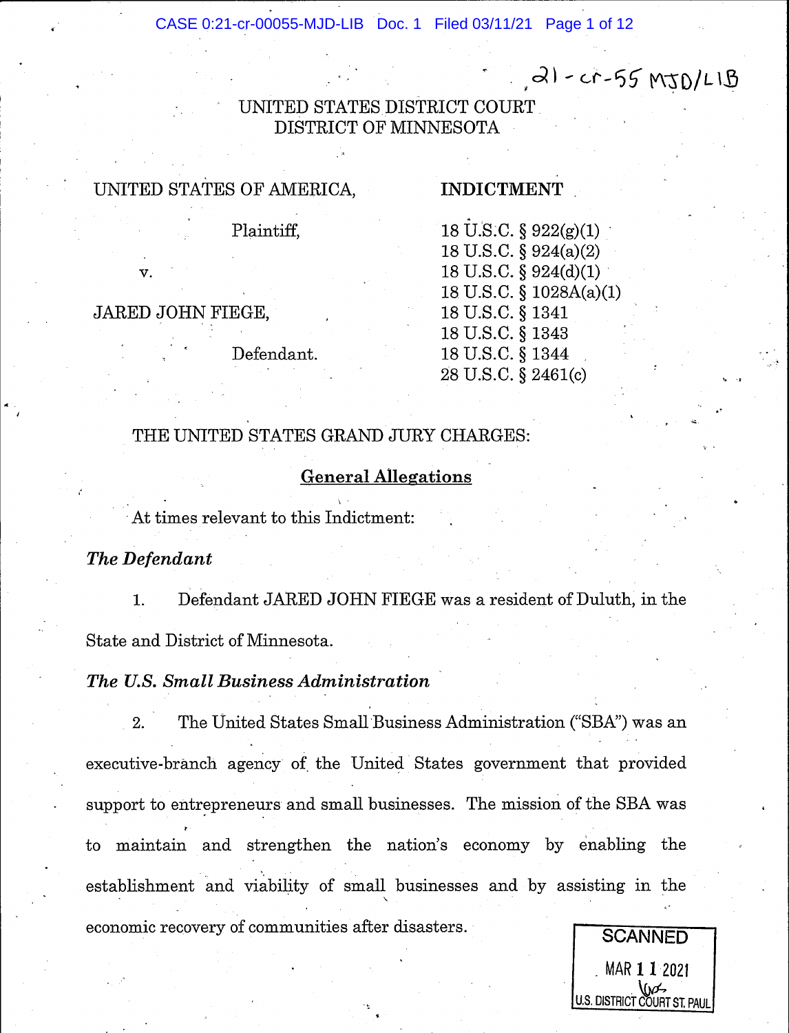21-cr-55 MJD/LIB

UNITED STATES DISTRICT COURT
DISTRICT OF MINNESOTA

| UNITED STATES OF AMERICA, | **INDICTMENT** |
|---|---|
| Plaintiff, | 18 U.S.C. § 922(g)(1) |
| | 18 U.S.C. § 924(a)(2) |
| v. | 18 U.S.C. § 924(d)(1) |
| | 18 U.S.C. § 1028A(a)(1) |
| JARED JOHN FIEGE, | 18 U.S.C. § 1341 |
| | 18 U.S.C. § 1343 |
| Defendant. | 18 U.S.C. § 1344 |
| | 28 U.S.C. § 2461(c) |

THE UNITED STATES GRAND JURY CHARGES:

## General Allegations

At times relevant to this Indictment:

***The Defendant***

1. Defendant JARED JOHN FIEGE was a resident of Duluth, in the State and District of Minnesota.

***The U.S. Small Business Administration***

2. The United States Small Business Administration ("SBA") was an executive-branch agency of the United States government that provided support to entrepreneurs and small businesses. The mission of the SBA was to maintain and strengthen the nation's economy by enabling the establishment and viability of small businesses and by assisting in the economic recovery of communities after disasters.

SCANNED
MAR 11 2021
U.S. DISTRICT COURT ST. PAUL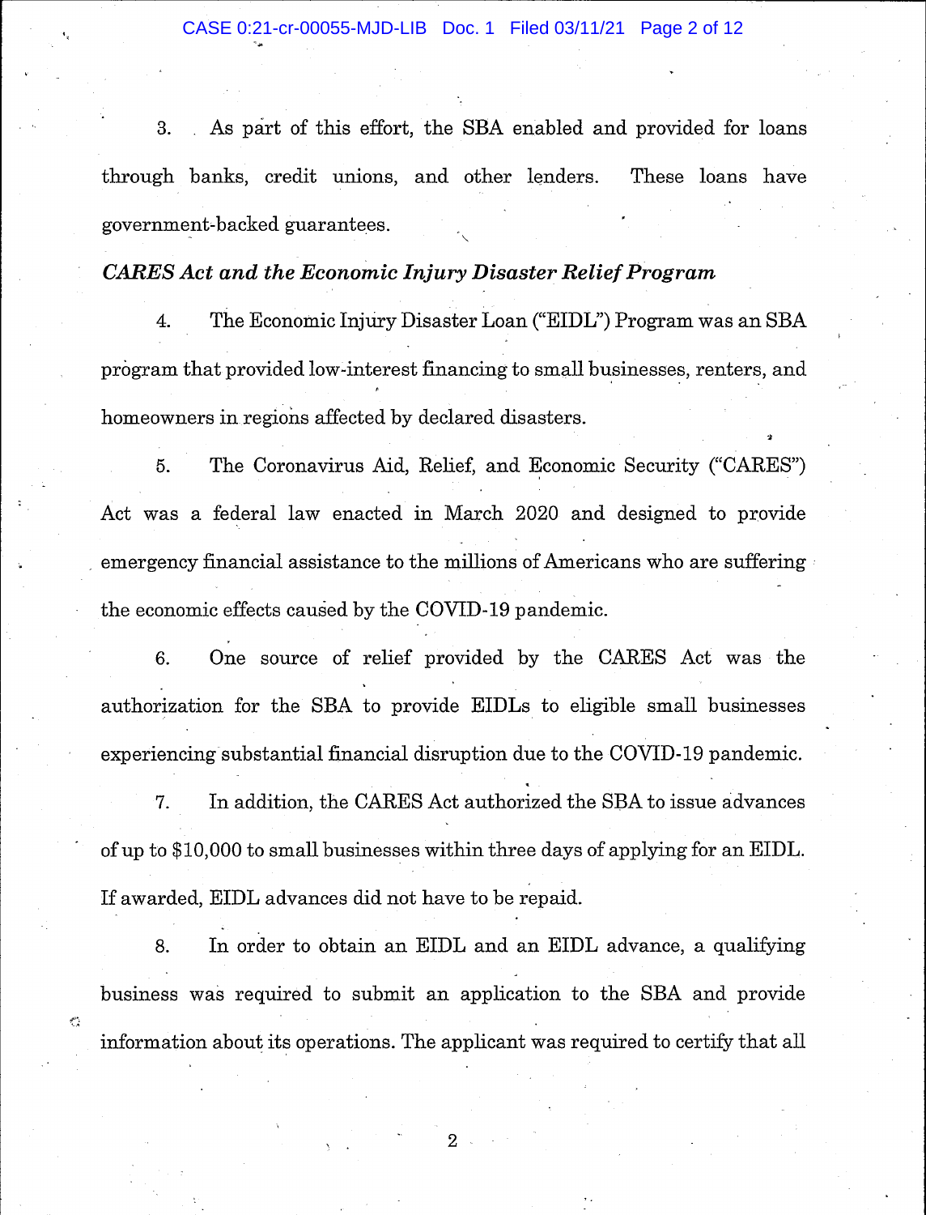3. As part of this effort, the SBA enabled and provided for loans through banks, credit unions, and other lenders. These loans have government-backed guarantees.

*CARES Act and the Economic Injury Disaster Relief Program*

4. The Economic Injury Disaster Loan ("EIDL") Program was an SBA program that provided low-interest financing to small businesses, renters, and homeowners in regions affected by declared disasters.

5. The Coronavirus Aid, Relief, and Economic Security ("CARES") Act was a federal law enacted in March 2020 and designed to provide emergency financial assistance to the millions of Americans who are suffering the economic effects caused by the COVID-19 pandemic.

6. One source of relief provided by the CARES Act was the authorization for the SBA to provide EIDLs to eligible small businesses experiencing substantial financial disruption due to the COVID-19 pandemic.

7. In addition, the CARES Act authorized the SBA to issue advances of up to $10,000 to small businesses within three days of applying for an EIDL. If awarded, EIDL advances did not have to be repaid.

8. In order to obtain an EIDL and an EIDL advance, a qualifying business was required to submit an application to the SBA and provide information about its operations. The applicant was required to certify that all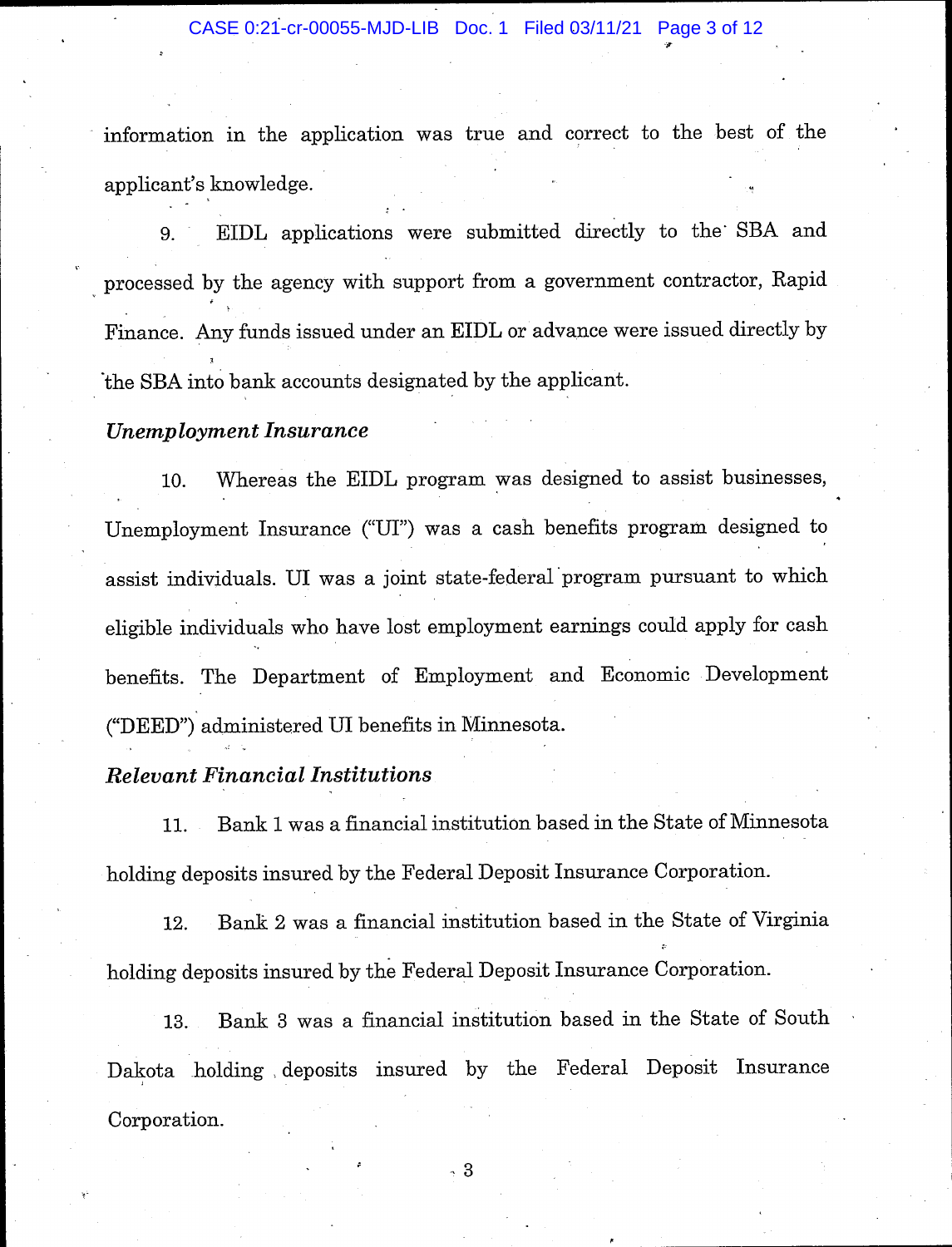information in the application was true and correct to the best of the applicant's knowledge.

9. EIDL applications were submitted directly to the SBA and processed by the agency with support from a government contractor, Rapid Finance. Any funds issued under an EIDL or advance were issued directly by the SBA into bank accounts designated by the applicant.

*Unemployment Insurance*

10. Whereas the EIDL program was designed to assist businesses, Unemployment Insurance ("UI") was a cash benefits program designed to assist individuals. UI was a joint state-federal program pursuant to which eligible individuals who have lost employment earnings could apply for cash benefits. The Department of Employment and Economic Development ("DEED") administered UI benefits in Minnesota.

*Relevant Financial Institutions*

11. Bank 1 was a financial institution based in the State of Minnesota holding deposits insured by the Federal Deposit Insurance Corporation.

12. Bank 2 was a financial institution based in the State of Virginia holding deposits insured by the Federal Deposit Insurance Corporation.

13. Bank 3 was a financial institution based in the State of South Dakota holding deposits insured by the Federal Deposit Insurance Corporation.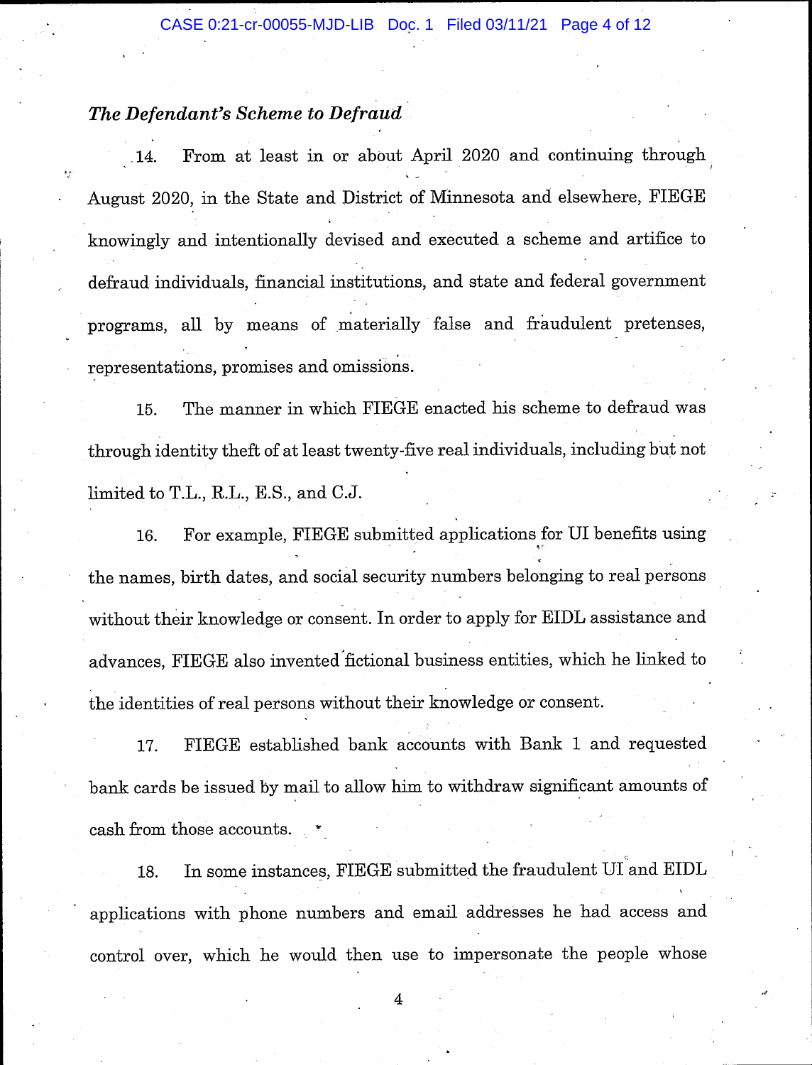*The Defendant's Scheme to Defraud*

14. From at least in or about April 2020 and continuing through August 2020, in the State and District of Minnesota and elsewhere, FIEGE knowingly and intentionally devised and executed a scheme and artifice to defraud individuals, financial institutions, and state and federal government programs, all by means of materially false and fraudulent pretenses, representations, promises and omissions.

15. The manner in which FIEGE enacted his scheme to defraud was through identity theft of at least twenty-five real individuals, including but not limited to T.L., R.L., E.S., and C.J.

16. For example, FIEGE submitted applications for UI benefits using the names, birth dates, and social security numbers belonging to real persons without their knowledge or consent. In order to apply for EIDL assistance and advances, FIEGE also invented fictional business entities, which he linked to the identities of real persons without their knowledge or consent.

17. FIEGE established bank accounts with Bank 1 and requested bank cards be issued by mail to allow him to withdraw significant amounts of cash from those accounts.

18. In some instances, FIEGE submitted the fraudulent UI and EIDL applications with phone numbers and email addresses he had access and control over, which he would then use to impersonate the people whose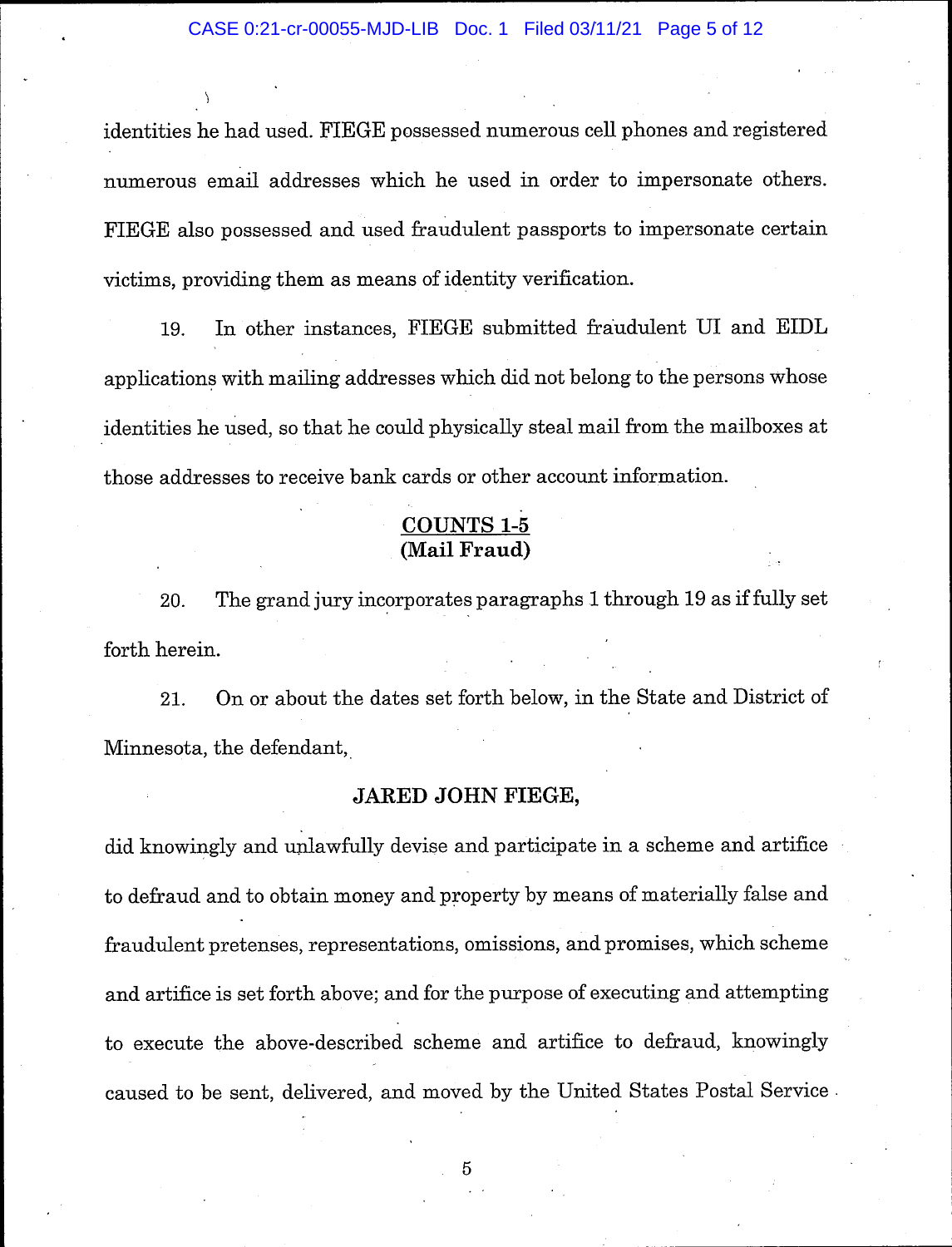identities he had used. FIEGE possessed numerous cell phones and registered numerous email addresses which he used in order to impersonate others. FIEGE also possessed and used fraudulent passports to impersonate certain victims, providing them as means of identity verification.

19. In other instances, FIEGE submitted fraudulent UI and EIDL applications with mailing addresses which did not belong to the persons whose identities he used, so that he could physically steal mail from the mailboxes at those addresses to receive bank cards or other account information.

**COUNTS 1-5**
**(Mail Fraud)**

20. The grand jury incorporates paragraphs 1 through 19 as if fully set forth herein.

21. On or about the dates set forth below, in the State and District of Minnesota, the defendant,

**JARED JOHN FIEGE,**

did knowingly and unlawfully devise and participate in a scheme and artifice to defraud and to obtain money and property by means of materially false and fraudulent pretenses, representations, omissions, and promises, which scheme and artifice is set forth above; and for the purpose of executing and attempting to execute the above-described scheme and artifice to defraud, knowingly caused to be sent, delivered, and moved by the United States Postal Service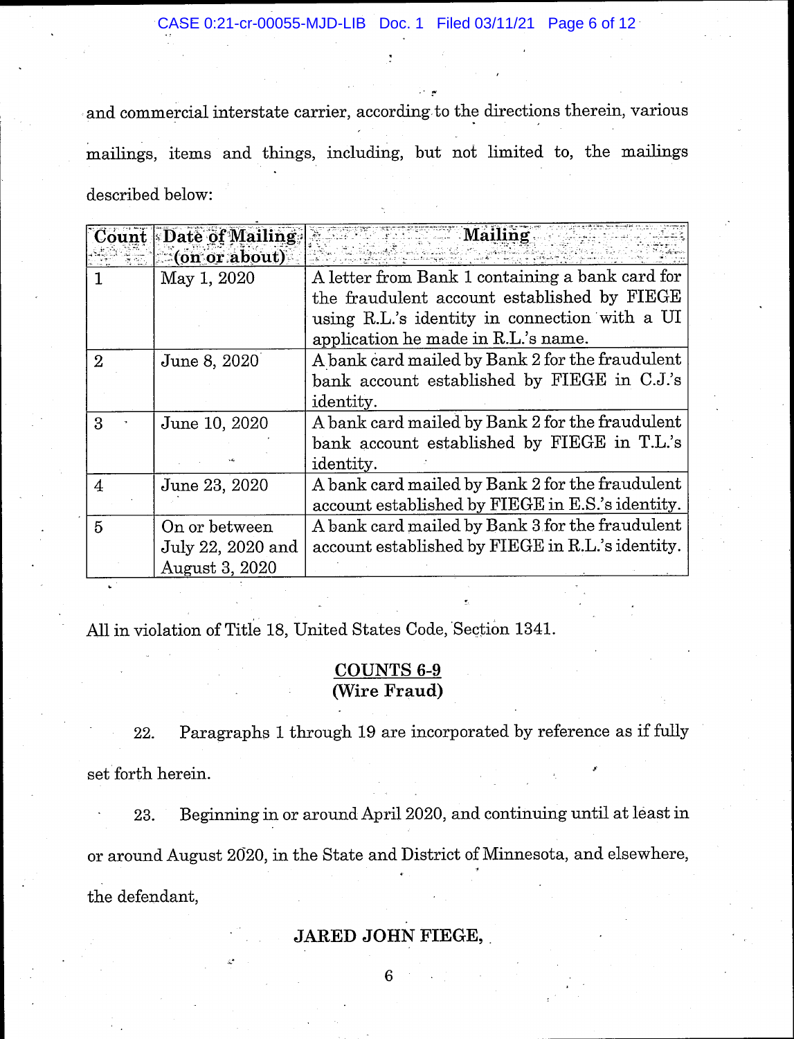and commercial interstate carrier, according to the directions therein, various mailings, items and things, including, but not limited to, the mailings described below:

| Count | Date of Mailing (on or about) | Mailing |
|---|---|---|
| 1 | May 1, 2020 | A letter from Bank 1 containing a bank card for the fraudulent account established by FIEGE using R.L.'s identity in connection with a UI application he made in R.L.'s name. |
| 2 | June 8, 2020 | A bank card mailed by Bank 2 for the fraudulent bank account established by FIEGE in C.J.'s identity. |
| 3 | June 10, 2020 | A bank card mailed by Bank 2 for the fraudulent bank account established by FIEGE in T.L.'s identity. |
| 4 | June 23, 2020 | A bank card mailed by Bank 2 for the fraudulent account established by FIEGE in E.S.'s identity. |
| 5 | On or between July 22, 2020 and August 3, 2020 | A bank card mailed by Bank 3 for the fraudulent account established by FIEGE in R.L.'s identity. |

All in violation of Title 18, United States Code, Section 1341.

## COUNTS 6-9
## (Wire Fraud)

22. Paragraphs 1 through 19 are incorporated by reference as if fully set forth herein.

23. Beginning in or around April 2020, and continuing until at least in or around August 2020, in the State and District of Minnesota, and elsewhere, the defendant,

**JARED JOHN FIEGE,**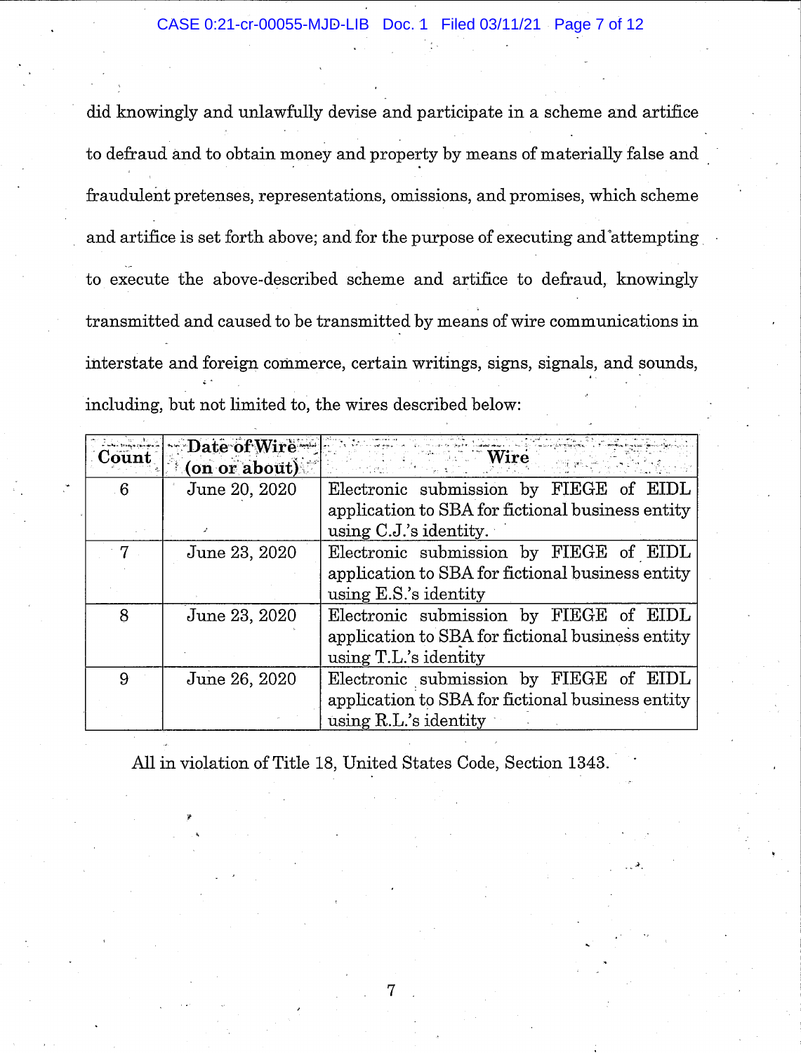did knowingly and unlawfully devise and participate in a scheme and artifice to defraud and to obtain money and property by means of materially false and fraudulent pretenses, representations, omissions, and promises, which scheme and artifice is set forth above; and for the purpose of executing and attempting to execute the above-described scheme and artifice to defraud, knowingly transmitted and caused to be transmitted by means of wire communications in interstate and foreign commerce, certain writings, signs, signals, and sounds, including, but not limited to, the wires described below:

| Count | Date of Wire (on or about) | Wire |
|---|---|---|
| 6 | June 20, 2020 | Electronic submission by FIEGE of EIDL application to SBA for fictional business entity using C.J.'s identity. |
| 7 | June 23, 2020 | Electronic submission by FIEGE of EIDL application to SBA for fictional business entity using E.S.'s identity |
| 8 | June 23, 2020 | Electronic submission by FIEGE of EIDL application to SBA for fictional business entity using T.L.'s identity |
| 9 | June 26, 2020 | Electronic submission by FIEGE of EIDL application to SBA for fictional business entity using R.L.'s identity |

All in violation of Title 18, United States Code, Section 1343.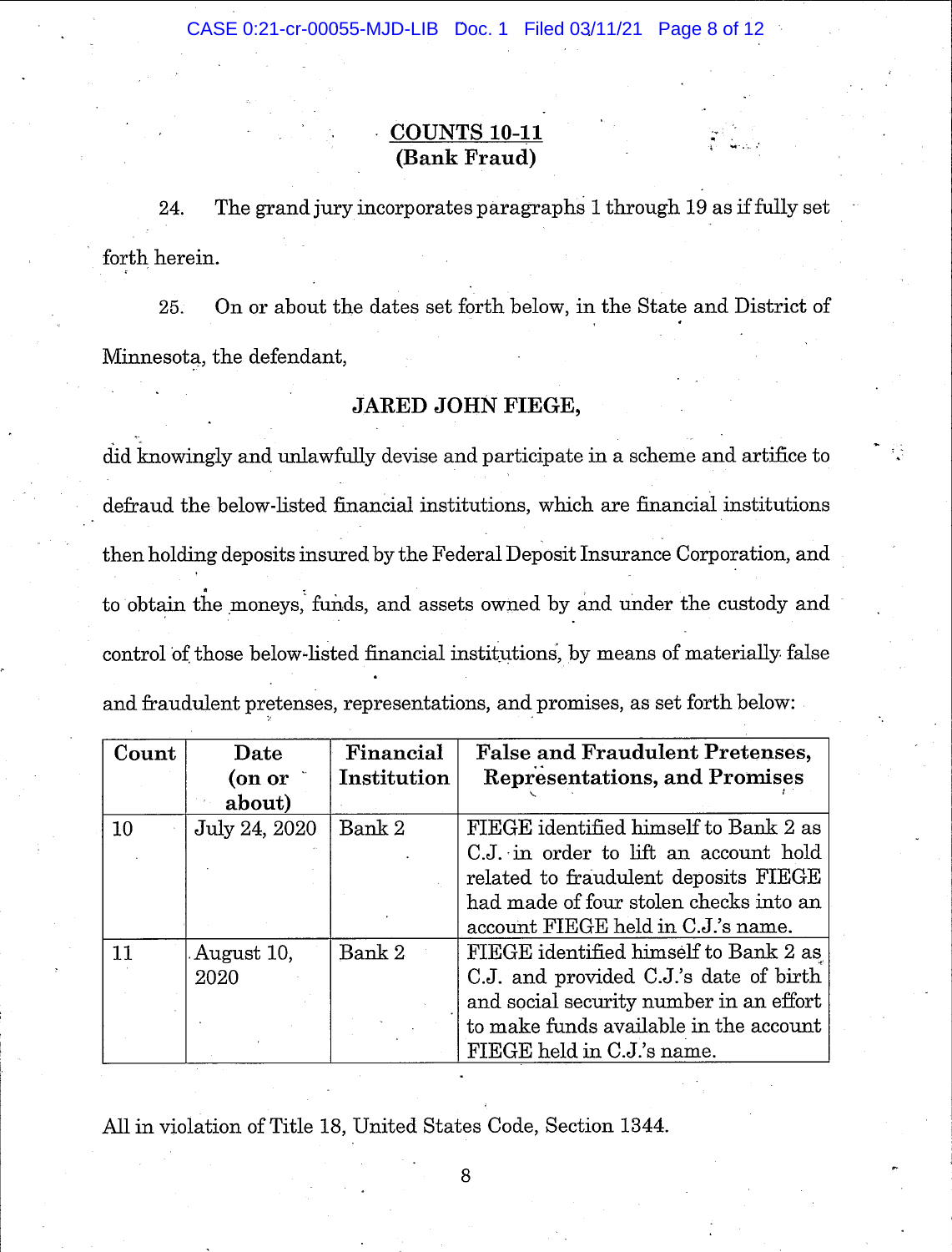## COUNTS 10-11
## (Bank Fraud)

24. The grand jury incorporates paragraphs 1 through 19 as if fully set forth herein.

25. On or about the dates set forth below, in the State and District of Minnesota, the defendant,

**JARED JOHN FIEGE,**

did knowingly and unlawfully devise and participate in a scheme and artifice to defraud the below-listed financial institutions, which are financial institutions then holding deposits insured by the Federal Deposit Insurance Corporation, and to obtain the moneys, funds, and assets owned by and under the custody and control of those below-listed financial institutions, by means of materially false and fraudulent pretenses, representations, and promises, as set forth below:

| Count | Date (on or about) | Financial Institution | False and Fraudulent Pretenses, Representations, and Promises |
|---|---|---|---|
| 10 | July 24, 2020 | Bank 2 | FIEGE identified himself to Bank 2 as C.J. in order to lift an account hold related to fraudulent deposits FIEGE had made of four stolen checks into an account FIEGE held in C.J.'s name. |
| 11 | August 10, 2020 | Bank 2 | FIEGE identified himself to Bank 2 as C.J. and provided C.J.'s date of birth and social security number in an effort to make funds available in the account FIEGE held in C.J.'s name. |

All in violation of Title 18, United States Code, Section 1344.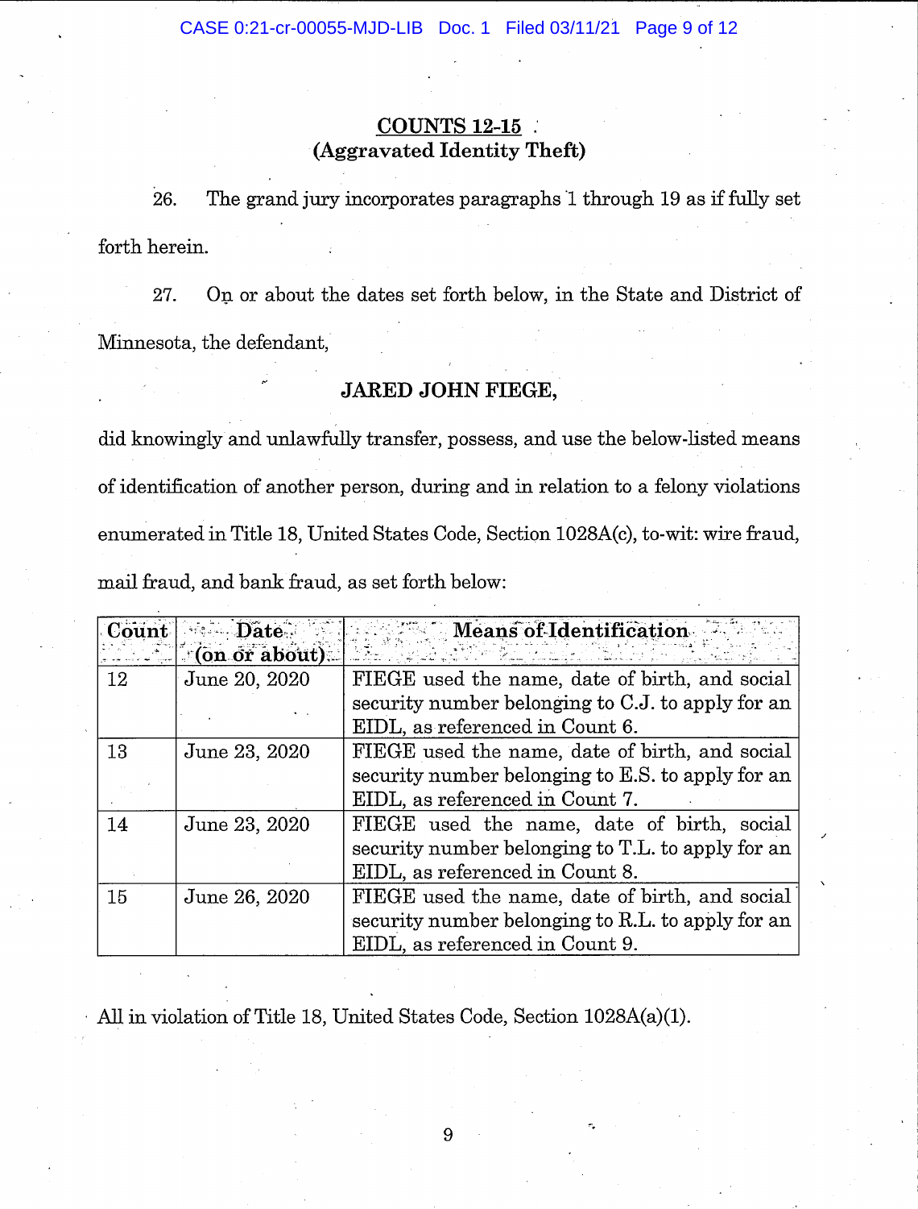## COUNTS 12-15
### (Aggravated Identity Theft)

26. The grand jury incorporates paragraphs 1 through 19 as if fully set forth herein.

27. On or about the dates set forth below, in the State and District of Minnesota, the defendant,

**JARED JOHN FIEGE,**

did knowingly and unlawfully transfer, possess, and use the below-listed means of identification of another person, during and in relation to a felony violations enumerated in Title 18, United States Code, Section 1028A(c), to-wit: wire fraud, mail fraud, and bank fraud, as set forth below:

| Count | Date (on or about) | Means of Identification |
|---|---|---|
| 12 | June 20, 2020 | FIEGE used the name, date of birth, and social security number belonging to C.J. to apply for an EIDL, as referenced in Count 6. |
| 13 | June 23, 2020 | FIEGE used the name, date of birth, and social security number belonging to E.S. to apply for an EIDL, as referenced in Count 7. |
| 14 | June 23, 2020 | FIEGE used the name, date of birth, social security number belonging to T.L. to apply for an EIDL, as referenced in Count 8. |
| 15 | June 26, 2020 | FIEGE used the name, date of birth, and social security number belonging to R.L. to apply for an EIDL, as referenced in Count 9. |

All in violation of Title 18, United States Code, Section 1028A(a)(1).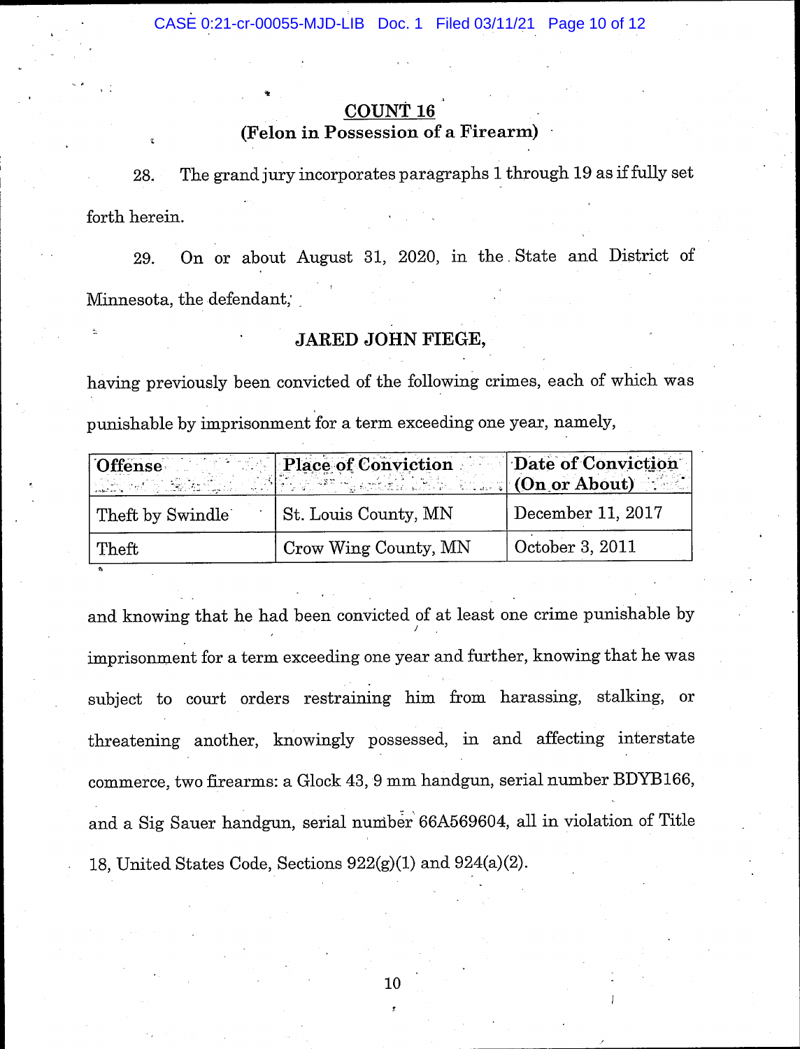## COUNT 16
### (Felon in Possession of a Firearm)

28. The grand jury incorporates paragraphs 1 through 19 as if fully set forth herein.

29. On or about August 31, 2020, in the State and District of Minnesota, the defendant,

**JARED JOHN FIEGE,**

having previously been convicted of the following crimes, each of which was punishable by imprisonment for a term exceeding one year, namely,

| Offense | Place of Conviction | Date of Conviction (On or About) |
|---|---|---|
| Theft by Swindle | St. Louis County, MN | December 11, 2017 |
| Theft | Crow Wing County, MN | October 3, 2011 |

and knowing that he had been convicted of at least one crime punishable by imprisonment for a term exceeding one year and further, knowing that he was subject to court orders restraining him from harassing, stalking, or threatening another, knowingly possessed, in and affecting interstate commerce, two firearms: a Glock 43, 9 mm handgun, serial number BDYB166, and a Sig Sauer handgun, serial number 66A569604, all in violation of Title 18, United States Code, Sections 922(g)(1) and 924(a)(2).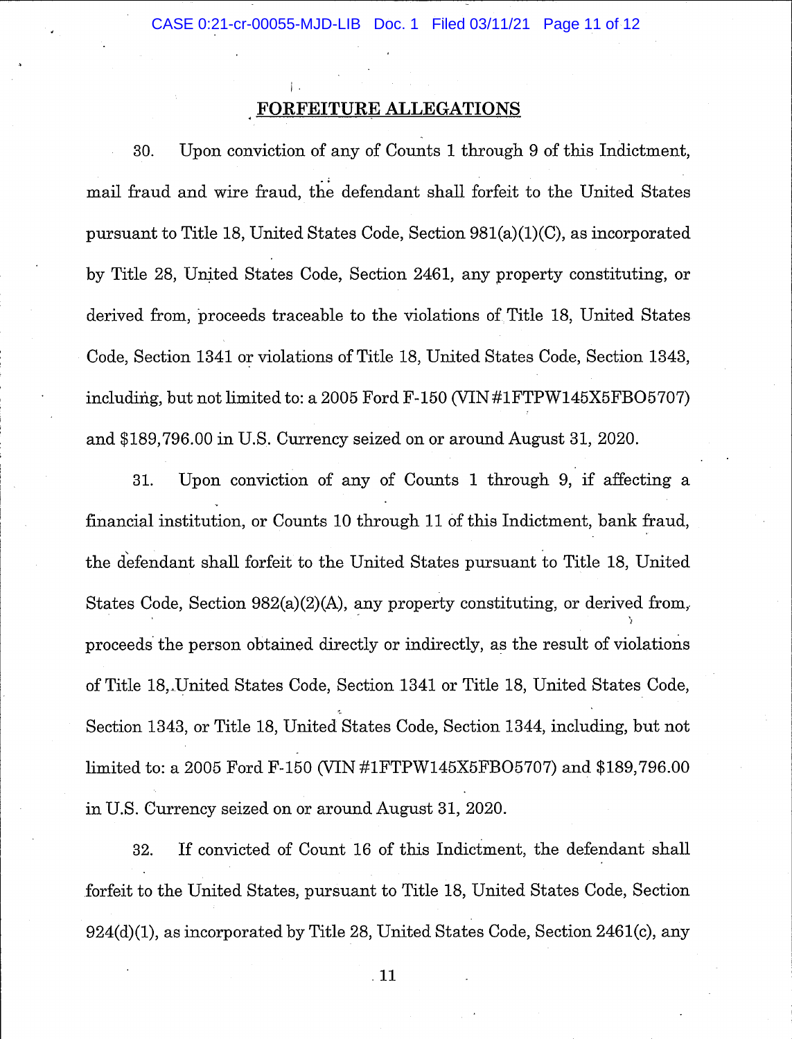## FORFEITURE ALLEGATIONS

30. Upon conviction of any of Counts 1 through 9 of this Indictment, mail fraud and wire fraud, the defendant shall forfeit to the United States pursuant to Title 18, United States Code, Section 981(a)(1)(C), as incorporated by Title 28, United States Code, Section 2461, any property constituting, or derived from, proceeds traceable to the violations of Title 18, United States Code, Section 1341 or violations of Title 18, United States Code, Section 1343, including, but not limited to: a 2005 Ford F-150 (VIN #1FTPW145X5FBO5707) and $189,796.00 in U.S. Currency seized on or around August 31, 2020.

31. Upon conviction of any of Counts 1 through 9, if affecting a financial institution, or Counts 10 through 11 of this Indictment, bank fraud, the defendant shall forfeit to the United States pursuant to Title 18, United States Code, Section 982(a)(2)(A), any property constituting, or derived from, proceeds the person obtained directly or indirectly, as the result of violations of Title 18, United States Code, Section 1341 or Title 18, United States Code, Section 1343, or Title 18, United States Code, Section 1344, including, but not limited to: a 2005 Ford F-150 (VIN #1FTPW145X5FBO5707) and $189,796.00 in U.S. Currency seized on or around August 31, 2020.

32. If convicted of Count 16 of this Indictment, the defendant shall forfeit to the United States, pursuant to Title 18, United States Code, Section 924(d)(1), as incorporated by Title 28, United States Code, Section 2461(c), any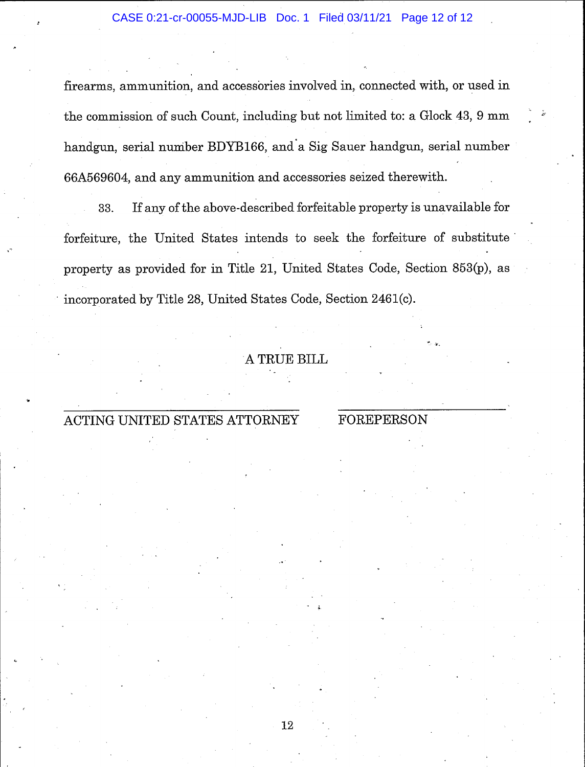firearms, ammunition, and accessories involved in, connected with, or used in the commission of such Count, including but not limited to: a Glock 43, 9 mm handgun, serial number BDYB166, and a Sig Sauer handgun, serial number 66A569604, and any ammunition and accessories seized therewith.

33. If any of the above-described forfeitable property is unavailable for forfeiture, the United States intends to seek the forfeiture of substitute property as provided for in Title 21, United States Code, Section 853(p), as incorporated by Title 28, United States Code, Section 2461(c).

A TRUE BILL

ACTING UNITED STATES ATTORNEY

FOREPERSON